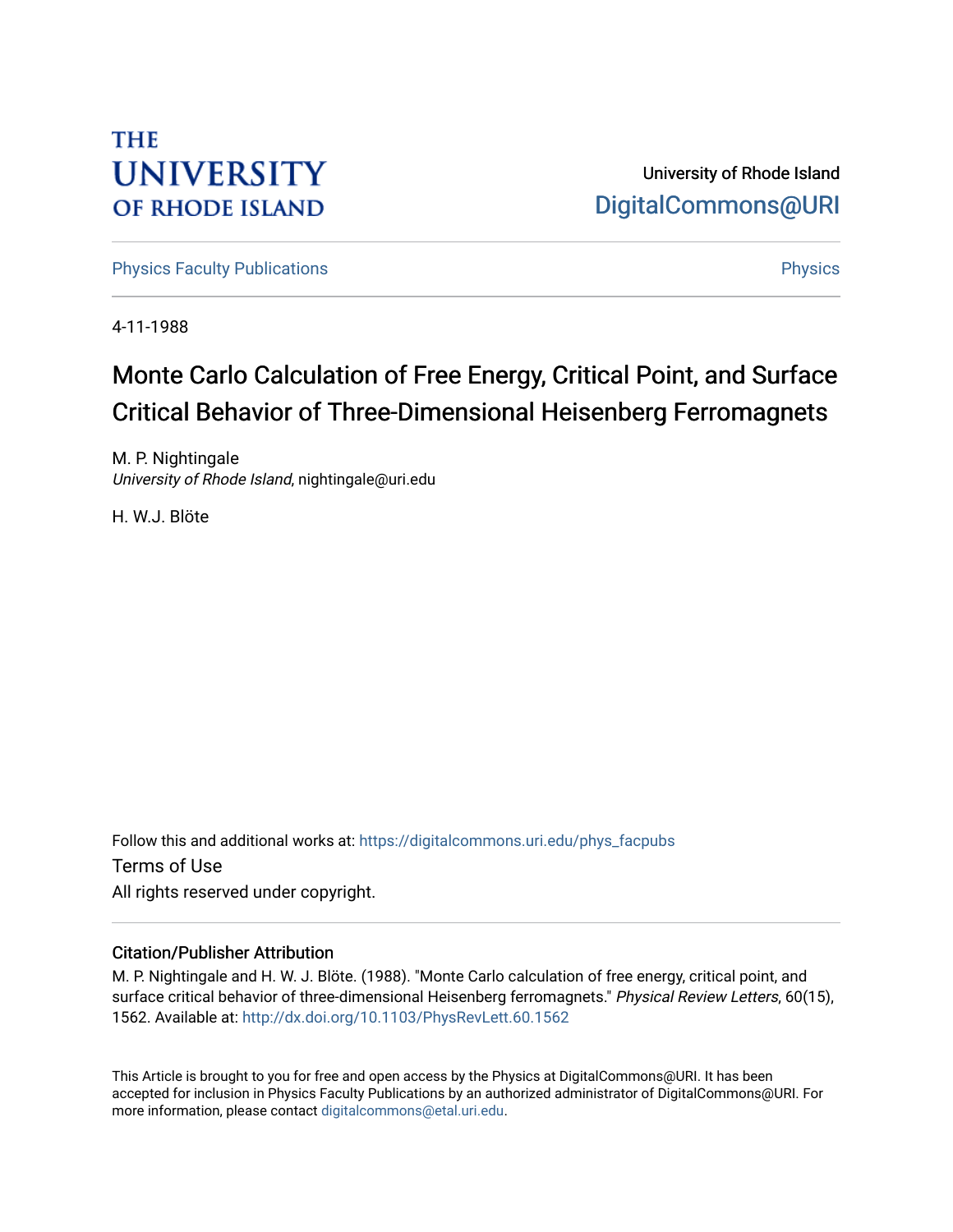THE UNIVERSITY OF RHODE ISLAND

University of Rhode Island
DigitalCommons@URI

Physics Faculty Publications | Physics

4-11-1988

# Monte Carlo Calculation of Free Energy, Critical Point, and Surface Critical Behavior of Three-Dimensional Heisenberg Ferromagnets

M. P. Nightingale
*University of Rhode Island*, nightingale@uri.edu

H. W.J. Blöte

Follow this and additional works at: https://digitalcommons.uri.edu/phys_facpubs

Terms of Use
All rights reserved under copyright.

## Citation/Publisher Attribution

M. P. Nightingale and H. W. J. Blöte. (1988). "Monte Carlo calculation of free energy, critical point, and surface critical behavior of three-dimensional Heisenberg ferromagnets." *Physical Review Letters*, 60(15), 1562. Available at: http://dx.doi.org/10.1103/PhysRevLett.60.1562

This Article is brought to you for free and open access by the Physics at DigitalCommons@URI. It has been accepted for inclusion in Physics Faculty Publications by an authorized administrator of DigitalCommons@URI. For more information, please contact digitalcommons@etal.uri.edu.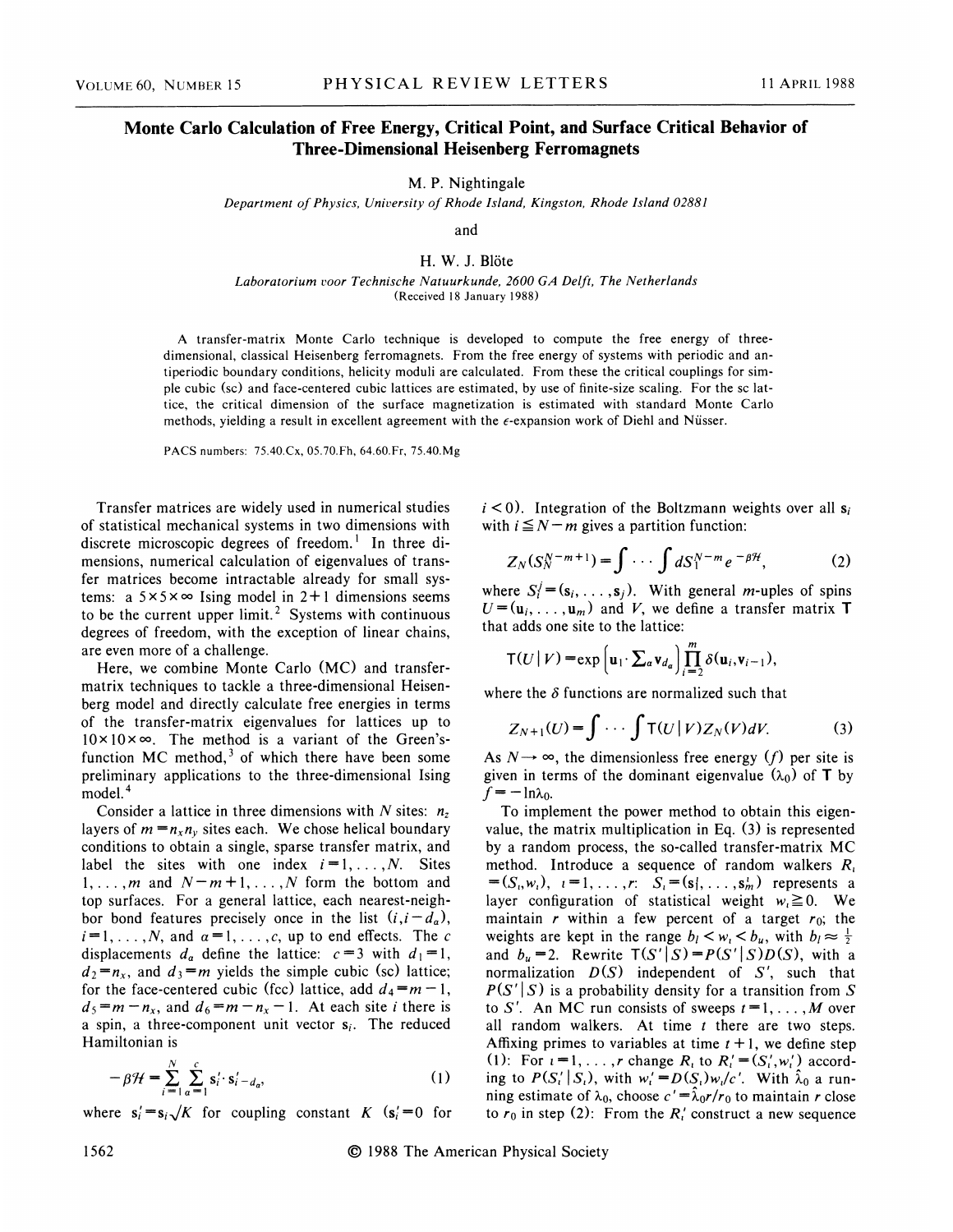# Monte Carlo Calculation of Free Energy, Critical Point, and Surface Critical Behavior of Three-Dimensional Heisenberg Ferromagnets

M. P. Nightingale

*Department of Physics, University of Rhode Island, Kingston, Rhode Island 02881*

and

H. W. J. Blöte

*Laboratorium voor Technische Natuurkunde, 2600 GA Delft, The Netherlands*
(Received 18 January 1988)

A transfer-matrix Monte Carlo technique is developed to compute the free energy of three-dimensional, classical Heisenberg ferromagnets. From the free energy of systems with periodic and antiperiodic boundary conditions, helicity moduli are calculated. From these the critical couplings for simple cubic (sc) and face-centered cubic lattices are estimated, by use of finite-size scaling. For the sc lattice, the critical dimension of the surface magnetization is estimated with standard Monte Carlo methods, yielding a result in excellent agreement with the $\epsilon$-expansion work of Diehl and Nüsser.

PACS numbers: 75.40.Cx, 05.70.Fh, 64.60.Fr, 75.40.Mg

Transfer matrices are widely used in numerical studies of statistical mechanical systems in two dimensions with discrete microscopic degrees of freedom.[1] In three dimensions, numerical calculation of eigenvalues of transfer matrices become intractable already for small systems: a $5\times5\times\infty$ Ising model in $2+1$ dimensions seems to be the current upper limit.[2] Systems with continuous degrees of freedom, with the exception of linear chains, are even more of a challenge.

Here, we combine Monte Carlo (MC) and transfer-matrix techniques to tackle a three-dimensional Heisenberg model and directly calculate free energies in terms of the transfer-matrix eigenvalues for lattices up to $10\times10\times\infty$. The method is a variant of the Green's-function MC method,[3] of which there have been some preliminary applications to the three-dimensional Ising model.[4]

Consider a lattice in three dimensions with $N$ sites: $n_z$ layers of $m=n_xn_y$ sites each. We chose helical boundary conditions to obtain a single, sparse transfer matrix, and label the sites with one index $i=1,\ldots,N$. Sites $1,\ldots,m$ and $N-m+1,\ldots,N$ form the bottom and top surfaces. For a general lattice, each nearest-neighbor bond features precisely once in the list $(i,i-d_a)$, $i=1,\ldots,N$, and $a=1,\ldots,c$, up to end effects. The $c$ displacements $d_a$ define the lattice: $c=3$ with $d_1=1$, $d_2=n_x$, and $d_3=m$ yields the simple cubic (sc) lattice; for the face-centered cubic (fcc) lattice, add $d_4=m-1$, $d_5=m-n_x$, and $d_6=m-n_x-1$. At each site $i$ there is a spin, a three-component unit vector $\mathbf{s}_i$. The reduced Hamiltonian is

$$-\beta\mathcal{H}=\sum_{i=1}^{N}\sum_{a=1}^{c}\mathbf{s}'_i\cdot\mathbf{s}'_{i-d_a}, \qquad (1)$$

where $\mathbf{s}'_i=\mathbf{s}_i\sqrt{K}$ for coupling constant $K$ ($\mathbf{s}'_i=0$ for $i<0$). Integration of the Boltzmann weights over all $\mathbf{s}_i$ with $i\leq N-m$ gives a partition function:

$$Z_N(S_N^{N-m+1})=\int\cdots\int dS_1^{N-m}e^{-\beta\mathcal{H}}, \qquad (2)$$

where $S_i^j=(\mathbf{s}_i,\ldots,\mathbf{s}_j)$. With general $m$-uples of spins $U=(\mathbf{u}_i,\ldots,\mathbf{u}_m)$ and $V$, we define a transfer matrix $\mathsf{T}$ that adds one site to the lattice:

$$\mathsf{T}(U\,|\,V)=\exp\left[\mathbf{u}_1\cdot\sum\nolimits_a\mathbf{v}_{d_a}\right]\prod_{i=2}^{m}\delta(\mathbf{u}_i,\mathbf{v}_{i-1}),$$

where the $\delta$ functions are normalized such that

$$Z_{N+1}(U)=\int\cdots\int\mathsf{T}(U\,|\,V)Z_N(V)dV. \qquad (3)$$

As $N\to\infty$, the dimensionless free energy ($f$) per site is given in terms of the dominant eigenvalue ($\lambda_0$) of $\mathsf{T}$ by $f=-\ln\lambda_0$.

To implement the power method to obtain this eigenvalue, the matrix multiplication in Eq. (3) is represented by a random process, the so-called transfer-matrix MC method. Introduce a sequence of random walkers $R_\iota=(S_\iota,w_\iota)$, $\iota=1,\ldots,r$: $S_\iota=(\mathbf{s}_1^\iota,\ldots,\mathbf{s}_m^\iota)$ represents a layer configuration of statistical weight $w_\iota\geq0$. We maintain $r$ within a few percent of a target $r_0$; the weights are kept in the range $b_l<w_\iota<b_u$, with $b_l\approx\frac{1}{2}$ and $b_u=2$. Rewrite $\mathsf{T}(S'\,|\,S)=P(S'\,|\,S)D(S)$, with a normalization $D(S)$ independent of $S'$, such that $P(S'\,|\,S)$ is a probability density for a transition from $S$ to $S'$. An MC run consists of sweeps $t=1,\ldots,M$ over all random walkers. At time $t$ there are two steps. Affixing primes to variables at time $t+1$, we define step (1): For $\iota=1,\ldots,r$ change $R_\iota$ to $R'_\iota=(S'_\iota,w'_\iota)$ according to $P(S'_\iota\,|\,S_\iota)$, with $w'_\iota=D(S_\iota)w_\iota/c'$. With $\hat{\lambda}_0$ a running estimate of $\lambda_0$, choose $c'=\hat{\lambda}_0r/r_0$ to maintain $r$ close to $r_0$ in step (2): From the $R'_\iota$ construct a new sequence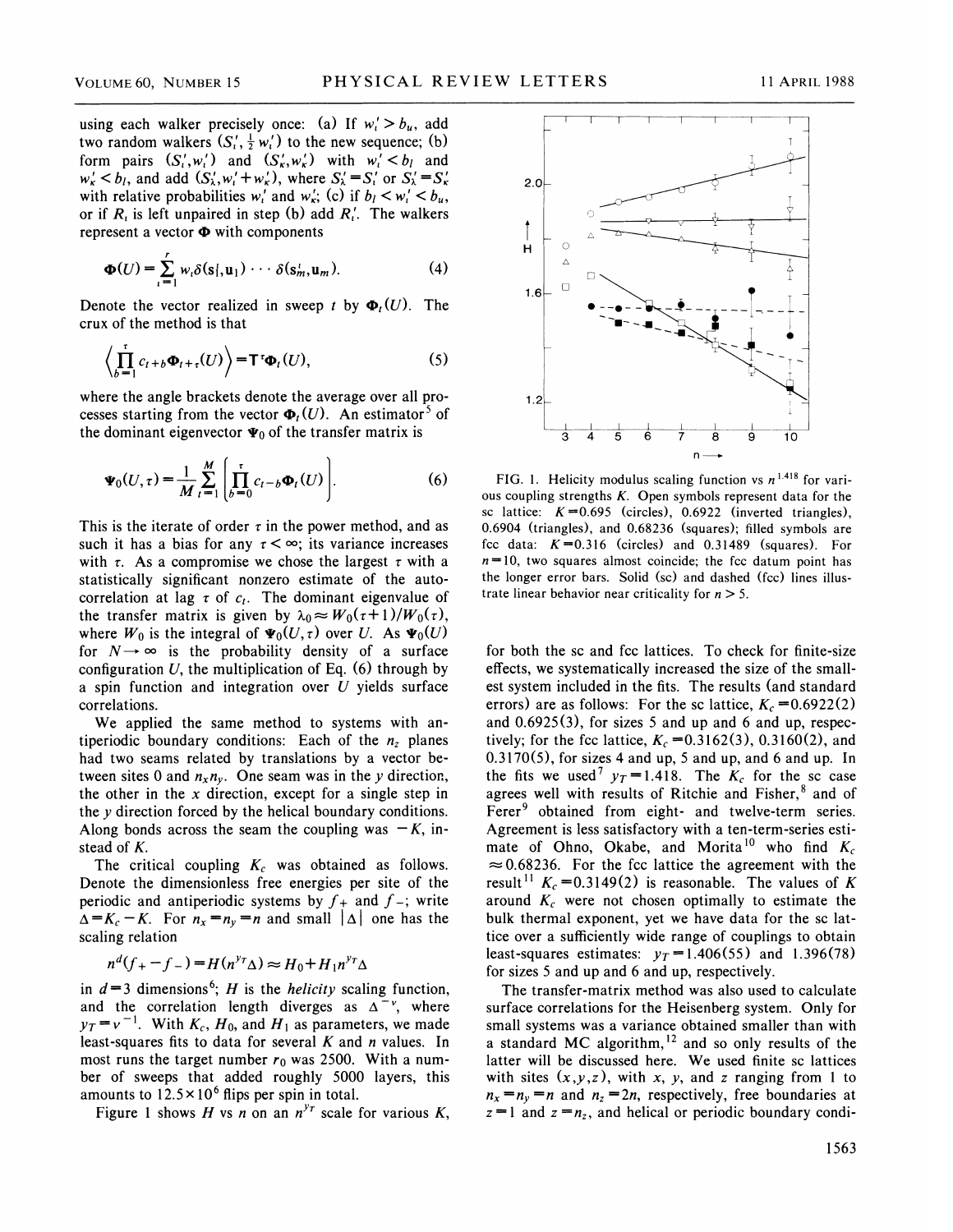using each walker precisely once: (a) If $w_i' > b_u$, add two random walkers $(S_i', \frac{1}{2} w_i')$ to the new sequence; (b) form pairs $(S_i', w_i')$ and $(S_\kappa', w_\kappa')$ with $w_i' < b_l$ and $w_\kappa' < b_l$, and add $(S_\lambda', w_i' + w_\kappa')$, where $S_\lambda' = S_i'$ or $S_\lambda' = S_\kappa'$ with relative probabilities $w_i'$ and $w_\kappa'$; (c) if $b_l < w_i' < b_u$, or if $R_i$ is left unpaired in step (b) add $R_i'$. The walkers represent a vector $\mathbf{\Phi}$ with components

$$\mathbf{\Phi}(U) = \sum_{i=1}^{r} w_i \delta(\mathbf{s}_1^i, \mathbf{u}_1) \cdots \delta(\mathbf{s}_m^i, \mathbf{u}_m). \tag{4}$$

Denote the vector realized in sweep $t$ by $\mathbf{\Phi}_t(U)$. The crux of the method is that

$$\left\langle \prod_{b=1}^{\tau} c_{t+b} \mathbf{\Phi}_{t+\tau}(U) \right\rangle = \mathbf{T}^{\tau} \mathbf{\Phi}_t(U), \tag{5}$$

where the angle brackets denote the average over all processes starting from the vector $\mathbf{\Phi}_t(U)$. An estimator[5] of the dominant eigenvector $\mathbf{\Psi}_0$ of the transfer matrix is

$$\mathbf{\Psi}_0(U, \tau) = \frac{1}{M} \sum_{t=1}^{M} \left[ \prod_{b=0}^{\tau} c_{t-b} \mathbf{\Phi}_t(U) \right]. \tag{6}$$

This is the iterate of order $\tau$ in the power method, and as such it has a bias for any $\tau < \infty$; its variance increases with $\tau$. As a compromise we chose the largest $\tau$ with a statistically significant nonzero estimate of the autocorrelation at lag $\tau$ of $c_t$. The dominant eigenvalue of the transfer matrix is given by $\lambda_0 \approx W_0(\tau+1)/W_0(\tau)$, where $W_0$ is the integral of $\mathbf{\Psi}_0(U, \tau)$ over $U$. As $\mathbf{\Psi}_0(U)$ for $N \to \infty$ is the probability density of a surface configuration $U$, the multiplication of Eq. (6) through by a spin function and integration over $U$ yields surface correlations.

We applied the same method to systems with antiperiodic boundary conditions: Each of the $n_z$ planes had two seams related by translations by a vector between sites 0 and $n_x n_y$. One seam was in the $y$ direction, the other in the $x$ direction, except for a single step in the $y$ direction forced by the helical boundary conditions. Along bonds across the seam the coupling was $-K$, instead of $K$.

The critical coupling $K_c$ was obtained as follows. Denote the dimensionless free energies per site of the periodic and antiperiodic systems by $f_+$ and $f_-$; write $\Delta = K_c - K$. For $n_x = n_y = n$ and small $|\Delta|$ one has the scaling relation

$$n^d (f_+ - f_-) = H(n^{y_T} \Delta) \approx H_0 + H_1 n^{y_T} \Delta$$

in $d = 3$ dimensions[6]; $H$ is the *helicity* scaling function, and the correlation length diverges as $\Delta^{-\nu}$, where $y_T = \nu^{-1}$. With $K_c$, $H_0$, and $H_1$ as parameters, we made least-squares fits to data for several $K$ and $n$ values. In most runs the target number $r_0$ was 2500. With a number of sweeps that added roughly 5000 layers, this amounts to $12.5 \times 10^6$ flips per spin in total.

Figure 1 shows $H$ vs $n$ on an $n^{y_T}$ scale for various $K$,

FIG. 1. Helicity modulus scaling function vs $n^{1.418}$ for various coupling strengths $K$. Open symbols represent data for the sc lattice: $K = 0.695$ (circles), 0.6922 (inverted triangles), 0.6904 (triangles), and 0.68236 (squares); filled symbols are fcc data: $K = 0.316$ (circles) and 0.31489 (squares). For $n = 10$, two squares almost coincide; the fcc datum point has the longer error bars. Solid (sc) and dashed (fcc) lines illustrate linear behavior near criticality for $n > 5$.

for both the sc and fcc lattices. To check for finite-size effects, we systematically increased the size of the smallest system included in the fits. The results (and standard errors) are as follows: For the sc lattice, $K_c = 0.6922(2)$ and 0.6925(3), for sizes 5 and up and 6 and up, respectively; for the fcc lattice, $K_c = 0.3162(3)$, 0.3160(2), and 0.3170(5), for sizes 4 and up, 5 and up, and 6 and up. In the fits we used[7] $y_T = 1.418$. The $K_c$ for the sc case agrees well with results of Ritchie and Fisher,[8] and of Ferer[9] obtained from eight- and twelve-term series. Agreement is less satisfactory with a ten-term-series estimate of Ohno, Okabe, and Morita[10] who find $K_c \approx 0.68236$. For the fcc lattice the agreement with the result[11] $K_c = 0.3149(2)$ is reasonable. The values of $K$ around $K_c$ were not chosen optimally to estimate the bulk thermal exponent, yet we have data for the sc lattice over a sufficiently wide range of couplings to obtain least-squares estimates: $y_T = 1.406(55)$ and 1.396(78) for sizes 5 and up and 6 and up, respectively.

The transfer-matrix method was also used to calculate surface correlations for the Heisenberg system. Only for small systems was a variance obtained smaller than with a standard MC algorithm,[12] and so only results of the latter will be discussed here. We used finite sc lattices with sites $(x, y, z)$, with $x$, $y$, and $z$ ranging from 1 to $n_x = n_y = n$ and $n_z = 2n$, respectively, free boundaries at $z = 1$ and $z = n_z$, and helical or periodic boundary condi-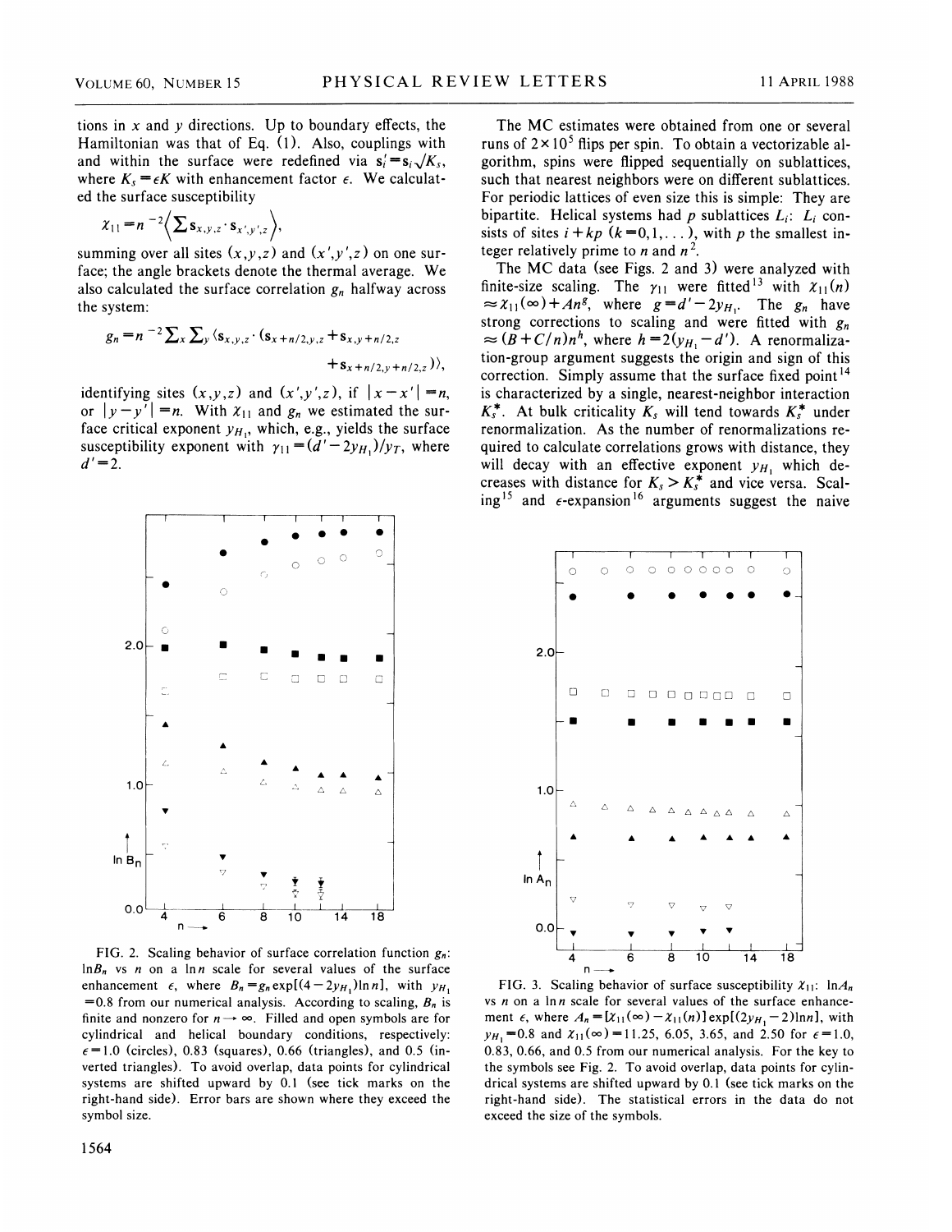tions in $x$ and $y$ directions. Up to boundary effects, the Hamiltonian was that of Eq. (1). Also, couplings with and within the surface were redefined via $\mathbf{s}_i' = \mathbf{s}_i \sqrt{K_s}$, where $K_s = \epsilon K$ with enhancement factor $\epsilon$. We calculated the surface susceptibility

$$\chi_{11} = n^{-2} \left\langle \sum \mathbf{s}_{x,y,z} \cdot \mathbf{s}_{x',y',z} \right\rangle,$$

summing over all sites $(x,y,z)$ and $(x',y',z)$ on one surface; the angle brackets denote the thermal average. We also calculated the surface correlation $g_n$ halfway across the system:

$$g_n = n^{-2} \sum_x \sum_y \langle \mathbf{s}_{x,y,z} \cdot (\mathbf{s}_{x+n/2,y,z} + \mathbf{s}_{x,y+n/2,z} + \mathbf{s}_{x+n/2,y+n/2,z}) \rangle,$$

identifying sites $(x,y,z)$ and $(x',y',z)$, if $|x-x'| = n$, or $|y-y'| = n$. With $\chi_{11}$ and $g_n$ we estimated the surface critical exponent $y_{H_1}$, which, e.g., yields the surface susceptibility exponent with $\gamma_{11} = (d' - 2y_{H_1})/y_T$, where $d' = 2$.

The MC estimates were obtained from one or several runs of $2 \times 10^5$ flips per spin. To obtain a vectorizable algorithm, spins were flipped sequentially on sublattices, such that nearest neighbors were on different sublattices. For periodic lattices of even size this is simple: They are bipartite. Helical systems had $p$ sublattices $L_i$: $L_i$ consists of sites $i + kp$ $(k = 0, 1, \ldots)$, with $p$ the smallest integer relatively prime to $n$ and $n^2$.

The MC data (see Figs. 2 and 3) were analyzed with finite-size scaling. The $\gamma_{11}$ were fitted[13] with $\chi_{11}(n) \approx \chi_{11}(\infty) + An^g$, where $g = d' - 2y_{H_1}$. The $g_n$ have strong corrections to scaling and were fitted with $g_n \approx (B + C/n)n^h$, where $h = 2(y_{H_1} - d')$. A renormalization-group argument suggests the origin and sign of this correction. Simply assume that the surface fixed point[14] is characterized by a single, nearest-neighbor interaction $K_s^*$. At bulk criticality $K_s$ will tend towards $K_s^*$ under renormalization. As the number of renormalizations required to calculate correlations grows with distance, they will decay with an effective exponent $y_{H_1}$ which decreases with distance for $K_s > K_s^*$ and vice versa. Scaling[15] and $\epsilon$-expansion[16] arguments suggest the naive

FIG. 2. Scaling behavior of surface correlation function $g_n$: $\ln B_n$ vs $n$ on a $\ln n$ scale for several values of the surface enhancement $\epsilon$, where $B_n = g_n \exp[(4 - 2y_{H_1})\ln n]$, with $y_{H_1} = 0.8$ from our numerical analysis. According to scaling, $B_n$ is finite and nonzero for $n \to \infty$. Filled and open symbols are for cylindrical and helical boundary conditions, respectively: $\epsilon = 1.0$ (circles), 0.83 (squares), 0.66 (triangles), and 0.5 (inverted triangles). To avoid overlap, data points for cylindrical systems are shifted upward by 0.1 (see tick marks on the right-hand side). Error bars are shown where they exceed the symbol size.

FIG. 3. Scaling behavior of surface susceptibility $\chi_{11}$: $\ln A_n$ vs $n$ on a $\ln n$ scale for several values of the surface enhancement $\epsilon$, where $A_n = [\chi_{11}(\infty) - \chi_{11}(n)] \exp[(2y_{H_1} - 2)\ln n]$, with $y_{H_1} = 0.8$ and $\chi_{11}(\infty) = 11.25$, 6.05, 3.65, and 2.50 for $\epsilon = 1.0$, 0.83, 0.66, and 0.5 from our numerical analysis. For the key to the symbols see Fig. 2. To avoid overlap, data points for cylindrical systems are shifted upward by 0.1 (see tick marks on the right-hand side). The statistical errors in the data do not exceed the size of the symbols.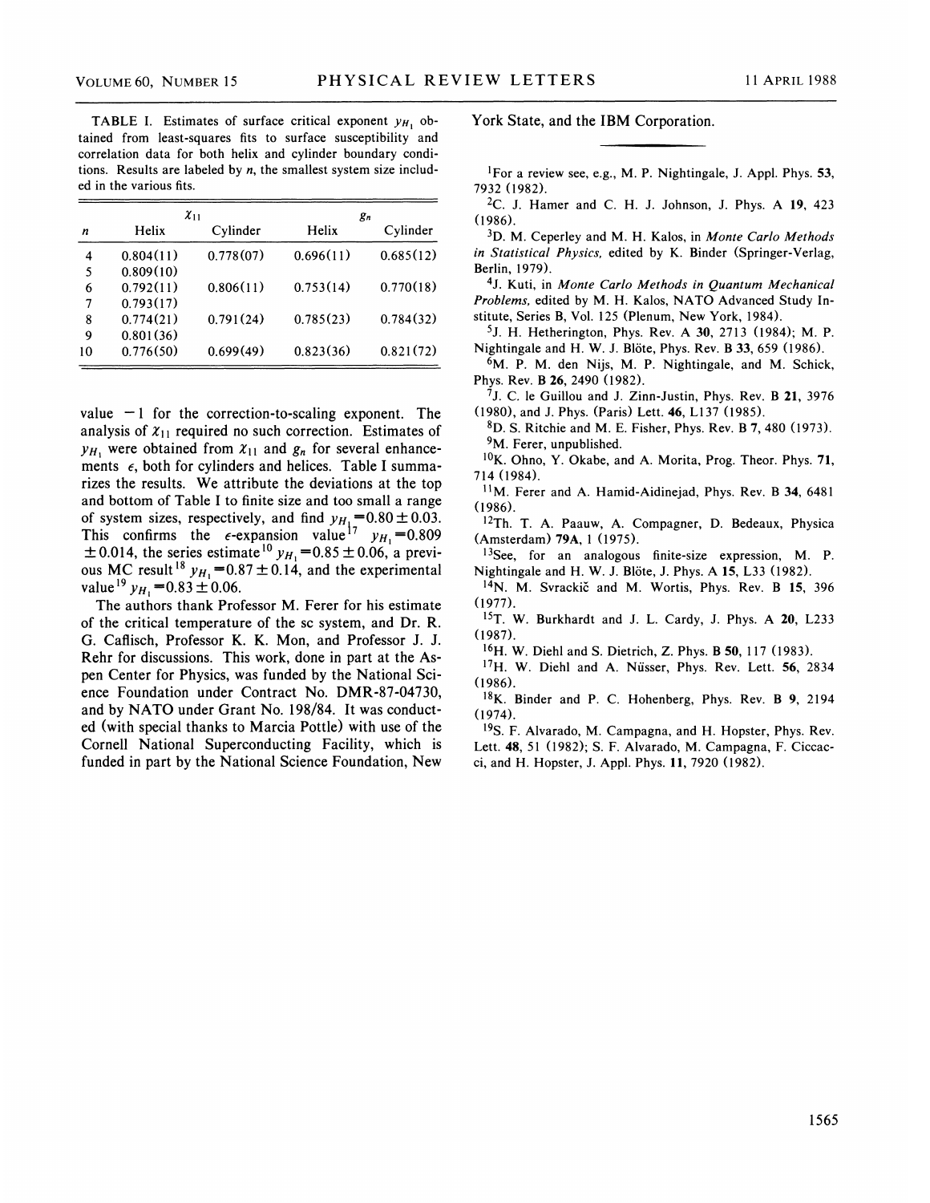TABLE I. Estimates of surface critical exponent $y_{H_1}$ obtained from least-squares fits to surface susceptibility and correlation data for both helix and cylinder boundary conditions. Results are labeled by $n$, the smallest system size included in the various fits.

| | $\chi_{11}$ | | $g_n$ | |
|---|---|---|---|---|
| $n$ | Helix | Cylinder | Helix | Cylinder |
| 4 | 0.804(11) | 0.778(07) | 0.696(11) | 0.685(12) |
| 5 | 0.809(10) | | | |
| 6 | 0.792(11) | 0.806(11) | 0.753(14) | 0.770(18) |
| 7 | 0.793(17) | | | |
| 8 | 0.774(21) | 0.791(24) | 0.785(23) | 0.784(32) |
| 9 | 0.801(36) | | | |
| 10 | 0.776(50) | 0.699(49) | 0.823(36) | 0.821(72) |

value $-1$ for the correction-to-scaling exponent. The analysis of $\chi_{11}$ required no such correction. Estimates of $y_{H_1}$ were obtained from $\chi_{11}$ and $g_n$ for several enhancements $\epsilon$, both for cylinders and helices. Table I summarizes the results. We attribute the deviations at the top and bottom of Table I to finite size and too small a range of system sizes, respectively, and find $y_{H_1} = 0.80 \pm 0.03$. This confirms the $\epsilon$-expansion value[17] $y_{H_1} = 0.809 \pm 0.014$, the series estimate[10] $y_{H_1} = 0.85 \pm 0.06$, a previous MC result[18] $y_{H_1} = 0.87 \pm 0.14$, and the experimental value[19] $y_{H_1} = 0.83 \pm 0.06$.

The authors thank Professor M. Ferer for his estimate of the critical temperature of the sc system, and Dr. R. G. Caflisch, Professor K. K. Mon, and Professor J. J. Rehr for discussions. This work, done in part at the Aspen Center for Physics, was funded by the National Science Foundation under Contract No. DMR-87-04730, and by NATO under Grant No. 198/84. It was conducted (with special thanks to Marcia Pottle) with use of the Cornell National Superconducting Facility, which is funded in part by the National Science Foundation, New York State, and the IBM Corporation.

---

[1] For a review see, e.g., M. P. Nightingale, J. Appl. Phys. **53**, 7932 (1982).

[2] C. J. Hamer and C. H. J. Johnson, J. Phys. A **19**, 423 (1986).

[3] D. M. Ceperley and M. H. Kalos, in *Monte Carlo Methods in Statistical Physics*, edited by K. Binder (Springer-Verlag, Berlin, 1979).

[4] J. Kuti, in *Monte Carlo Methods in Quantum Mechanical Problems*, edited by M. H. Kalos, NATO Advanced Study Institute, Series B, Vol. 125 (Plenum, New York, 1984).

[5] J. H. Hetherington, Phys. Rev. A **30**, 2713 (1984); M. P. Nightingale and H. W. J. Blöte, Phys. Rev. B **33**, 659 (1986).

[6] M. P. M. den Nijs, M. P. Nightingale, and M. Schick, Phys. Rev. B **26**, 2490 (1982).

[7] J. C. le Guillou and J. Zinn-Justin, Phys. Rev. B **21**, 3976 (1980), and J. Phys. (Paris) Lett. **46**, L137 (1985).

[8] D. S. Ritchie and M. E. Fisher, Phys. Rev. B **7**, 480 (1973).

[9] M. Ferer, unpublished.

[10] K. Ohno, Y. Okabe, and A. Morita, Prog. Theor. Phys. **71**, 714 (1984).

[11] M. Ferer and A. Hamid-Aidinejad, Phys. Rev. B **34**, 6481 (1986).

[12] Th. T. A. Paauw, A. Compagner, D. Bedeaux, Physica (Amsterdam) **79A**, 1 (1975).

[13] See, for an analogous finite-size expression, M. P. Nightingale and H. W. J. Blöte, J. Phys. A **15**, L33 (1982).

[14] N. M. Svrackič and M. Wortis, Phys. Rev. B **15**, 396 (1977).

[15] T. W. Burkhardt and J. L. Cardy, J. Phys. A **20**, L233 (1987).

[16] H. W. Diehl and S. Dietrich, Z. Phys. B **50**, 117 (1983).

[17] H. W. Diehl and A. Nüsser, Phys. Rev. Lett. **56**, 2834 (1986).

[18] K. Binder and P. C. Hohenberg, Phys. Rev. B **9**, 2194 (1974).

[19] S. F. Alvarado, M. Campagna, and H. Hopster, Phys. Rev. Lett. **48**, 51 (1982); S. F. Alvarado, M. Campagna, F. Ciccacci, and H. Hopster, J. Appl. Phys. **11**, 7920 (1982).